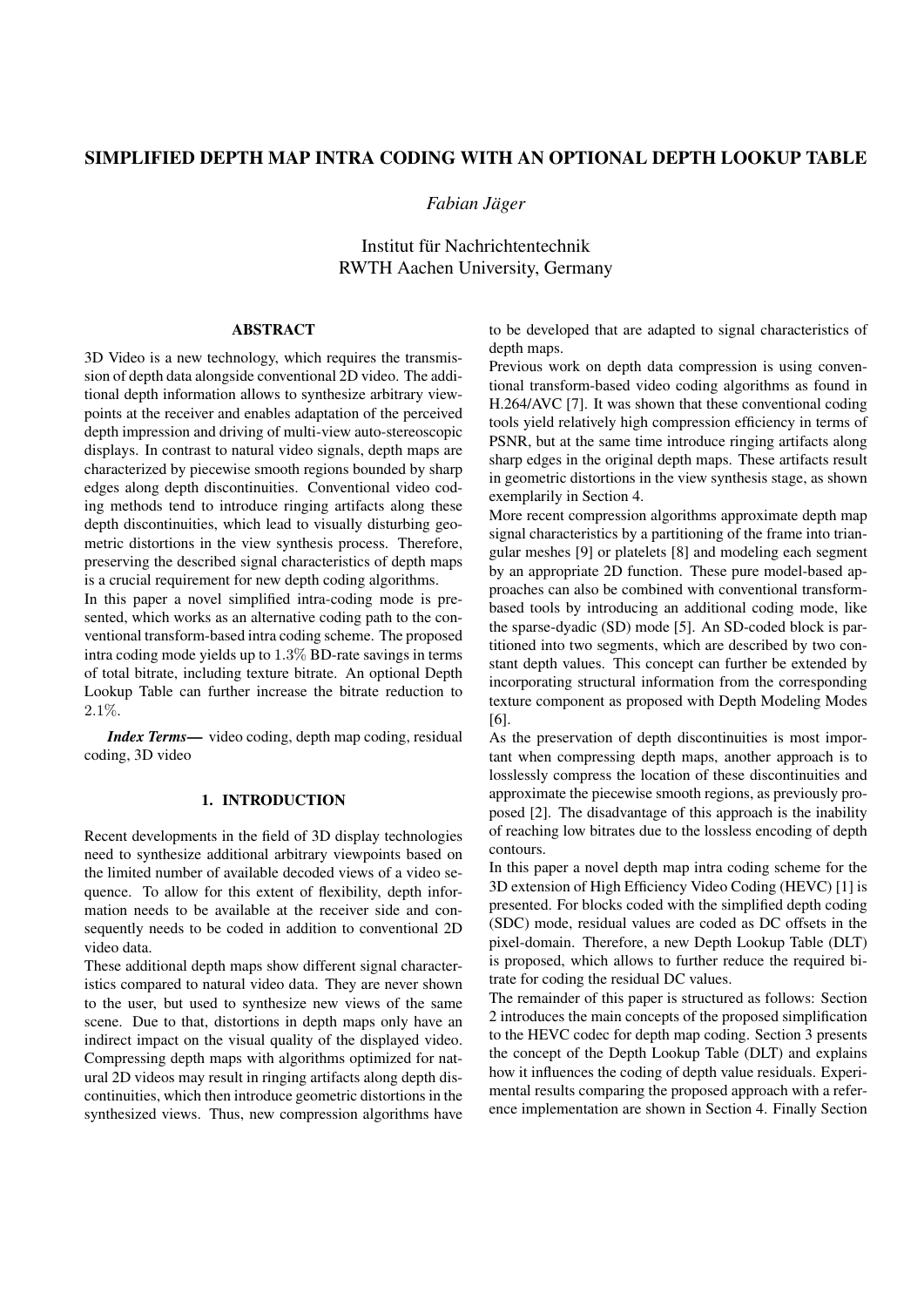# SIMPLIFIED DEPTH MAP INTRA CODING WITH AN OPTIONAL DEPTH LOOKUP TABLE

*Fabian Jäger*

Institut für Nachrichtentechnik
RWTH Aachen University, Germany

## ABSTRACT

3D Video is a new technology, which requires the transmission of depth data alongside conventional 2D video. The additional depth information allows to synthesize arbitrary viewpoints at the receiver and enables adaptation of the perceived depth impression and driving of multi-view auto-stereoscopic displays. In contrast to natural video signals, depth maps are characterized by piecewise smooth regions bounded by sharp edges along depth discontinuities. Conventional video coding methods tend to introduce ringing artifacts along these depth discontinuities, which lead to visually disturbing geometric distortions in the view synthesis process. Therefore, preserving the described signal characteristics of depth maps is a crucial requirement for new depth coding algorithms.

In this paper a novel simplified intra-coding mode is presented, which works as an alternative coding path to the conventional transform-based intra coding scheme. The proposed intra coding mode yields up to $1.3\%$ BD-rate savings in terms of total bitrate, including texture bitrate. An optional Depth Lookup Table can further increase the bitrate reduction to $2.1\%$.

***Index Terms*—** video coding, depth map coding, residual coding, 3D video

## 1. INTRODUCTION

Recent developments in the field of 3D display technologies need to synthesize additional arbitrary viewpoints based on the limited number of available decoded views of a video sequence. To allow for this extent of flexibility, depth information needs to be available at the receiver side and consequently needs to be coded in addition to conventional 2D video data.

These additional depth maps show different signal characteristics compared to natural video data. They are never shown to the user, but used to synthesize new views of the same scene. Due to that, distortions in depth maps only have an indirect impact on the visual quality of the displayed video. Compressing depth maps with algorithms optimized for natural 2D videos may result in ringing artifacts along depth discontinuities, which then introduce geometric distortions in the synthesized views. Thus, new compression algorithms have to be developed that are adapted to signal characteristics of depth maps.

Previous work on depth data compression is using conventional transform-based video coding algorithms as found in H.264/AVC [7]. It was shown that these conventional coding tools yield relatively high compression efficiency in terms of PSNR, but at the same time introduce ringing artifacts along sharp edges in the original depth maps. These artifacts result in geometric distortions in the view synthesis stage, as shown exemplarily in Section 4.

More recent compression algorithms approximate depth map signal characteristics by a partitioning of the frame into triangular meshes [9] or platelets [8] and modeling each segment by an appropriate 2D function. These pure model-based approaches can also be combined with conventional transform-based tools by introducing an additional coding mode, like the sparse-dyadic (SD) mode [5]. An SD-coded block is partitioned into two segments, which are described by two constant depth values. This concept can further be extended by incorporating structural information from the corresponding texture component as proposed with Depth Modeling Modes [6].

As the preservation of depth discontinuities is most important when compressing depth maps, another approach is to losslessly compress the location of these discontinuities and approximate the piecewise smooth regions, as previously proposed [2]. The disadvantage of this approach is the inability of reaching low bitrates due to the lossless encoding of depth contours.

In this paper a novel depth map intra coding scheme for the 3D extension of High Efficiency Video Coding (HEVC) [1] is presented. For blocks coded with the simplified depth coding (SDC) mode, residual values are coded as DC offsets in the pixel-domain. Therefore, a new Depth Lookup Table (DLT) is proposed, which allows to further reduce the required bitrate for coding the residual DC values.

The remainder of this paper is structured as follows: Section 2 introduces the main concepts of the proposed simplification to the HEVC codec for depth map coding. Section 3 presents the concept of the Depth Lookup Table (DLT) and explains how it influences the coding of depth value residuals. Experimental results comparing the proposed approach with a reference implementation are shown in Section 4. Finally Section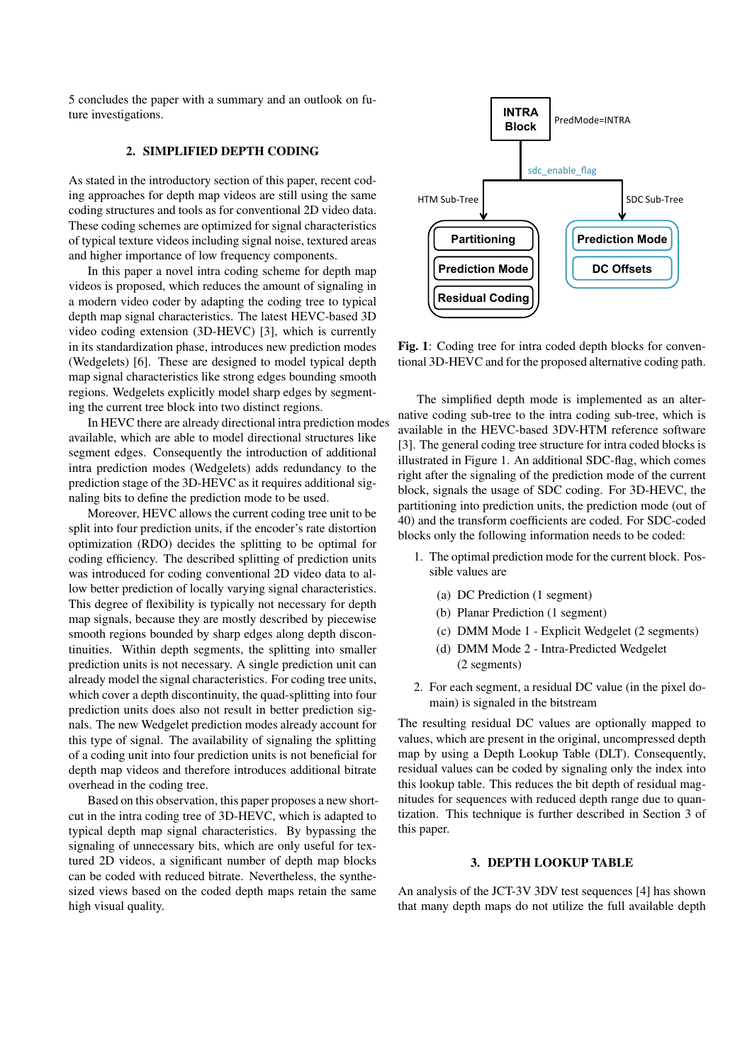5 concludes the paper with a summary and an outlook on future investigations.

## 2. SIMPLIFIED DEPTH CODING

As stated in the introductory section of this paper, recent coding approaches for depth map videos are still using the same coding structures and tools as for conventional 2D video data. These coding schemes are optimized for signal characteristics of typical texture videos including signal noise, textured areas and higher importance of low frequency components.

In this paper a novel intra coding scheme for depth map videos is proposed, which reduces the amount of signaling in a modern video coder by adapting the coding tree to typical depth map signal characteristics. The latest HEVC-based 3D video coding extension (3D-HEVC) [3], which is currently in its standardization phase, introduces new prediction modes (Wedgelets) [6]. These are designed to model typical depth map signal characteristics like strong edges bounding smooth regions. Wedgelets explicitly model sharp edges by segmenting the current tree block into two distinct regions.

In HEVC there are already directional intra prediction modes available, which are able to model directional structures like segment edges. Consequently the introduction of additional intra prediction modes (Wedgelets) adds redundancy to the prediction stage of the 3D-HEVC as it requires additional signaling bits to define the prediction mode to be used.

Moreover, HEVC allows the current coding tree unit to be split into four prediction units, if the encoder's rate distortion optimization (RDO) decides the splitting to be optimal for coding efficiency. The described splitting of prediction units was introduced for coding conventional 2D video data to allow better prediction of locally varying signal characteristics. This degree of flexibility is typically not necessary for depth map signals, because they are mostly described by piecewise smooth regions bounded by sharp edges along depth discontinuities. Within depth segments, the splitting into smaller prediction units is not necessary. A single prediction unit can already model the signal characteristics. For coding tree units, which cover a depth discontinuity, the quad-splitting into four prediction units does also not result in better prediction signals. The new Wedgelet prediction modes already account for this type of signal. The availability of signaling the splitting of a coding unit into four prediction units is not beneficial for depth map videos and therefore introduces additional bitrate overhead in the coding tree.

Based on this observation, this paper proposes a new shortcut in the intra coding tree of 3D-HEVC, which is adapted to typical depth map signal characteristics. By bypassing the signaling of unnecessary bits, which are only useful for textured 2D videos, a significant number of depth map blocks can be coded with reduced bitrate. Nevertheless, the synthesized views based on the coded depth maps retain the same high visual quality.

**Fig. 1**: Coding tree for intra coded depth blocks for conventional 3D-HEVC and for the proposed alternative coding path.

The simplified depth mode is implemented as an alternative coding sub-tree to the intra coding sub-tree, which is available in the HEVC-based 3DV-HTM reference software [3]. The general coding tree structure for intra coded blocks is illustrated in Figure 1. An additional SDC-flag, which comes right after the signaling of the prediction mode of the current block, signals the usage of SDC coding. For 3D-HEVC, the partitioning into prediction units, the prediction mode (out of 40) and the transform coefficients are coded. For SDC-coded blocks only the following information needs to be coded:

1. The optimal prediction mode for the current block. Possible values are
   (a) DC Prediction (1 segment)
   (b) Planar Prediction (1 segment)
   (c) DMM Mode 1 - Explicit Wedgelet (2 segments)
   (d) DMM Mode 2 - Intra-Predicted Wedgelet (2 segments)
2. For each segment, a residual DC value (in the pixel domain) is signaled in the bitstream

The resulting residual DC values are optionally mapped to values, which are present in the original, uncompressed depth map by using a Depth Lookup Table (DLT). Consequently, residual values can be coded by signaling only the index into this lookup table. This reduces the bit depth of residual magnitudes for sequences with reduced depth range due to quantization. This technique is further described in Section 3 of this paper.

## 3. DEPTH LOOKUP TABLE

An analysis of the JCT-3V 3DV test sequences [4] has shown that many depth maps do not utilize the full available depth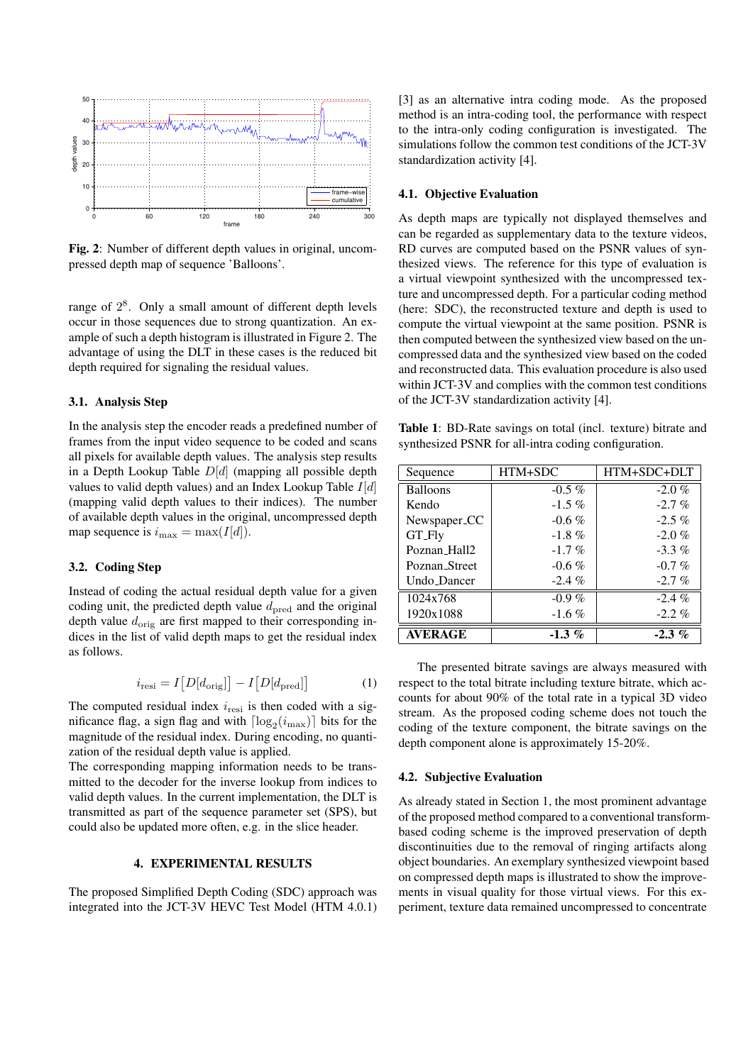**Fig. 2**: Number of different depth values in original, uncompressed depth map of sequence 'Balloons'.

range of $2^8$. Only a small amount of different depth levels occur in those sequences due to strong quantization. An example of such a depth histogram is illustrated in Figure 2. The advantage of using the DLT in these cases is the reduced bit depth required for signaling the residual values.

### 3.1. Analysis Step

In the analysis step the encoder reads a predefined number of frames from the input video sequence to be coded and scans all pixels for available depth values. The analysis step results in a Depth Lookup Table $D[d]$ (mapping all possible depth values to valid depth values) and an Index Lookup Table $I[d]$ (mapping valid depth values to their indices). The number of available depth values in the original, uncompressed depth map sequence is $i_{\max} = \max(I[d])$.

### 3.2. Coding Step

Instead of coding the actual residual depth value for a given coding unit, the predicted depth value $d_{\text{pred}}$ and the original depth value $d_{\text{orig}}$ are first mapped to their corresponding indices in the list of valid depth maps to get the residual index as follows.

$$i_{\text{resi}} = I\big[D[d_{\text{orig}}]\big] - I\big[D[d_{\text{pred}}]\big] \quad (1)$$

The computed residual index $i_{\text{resi}}$ is then coded with a significance flag, a sign flag and with $\lceil \log_2(i_{\max}) \rceil$ bits for the magnitude of the residual index. During encoding, no quantization of the residual depth value is applied.
The corresponding mapping information needs to be transmitted to the decoder for the inverse lookup from indices to valid depth values. In the current implementation, the DLT is transmitted as part of the sequence parameter set (SPS), but could also be updated more often, e.g. in the slice header.

## 4. EXPERIMENTAL RESULTS

The proposed Simplified Depth Coding (SDC) approach was integrated into the JCT-3V HEVC Test Model (HTM 4.0.1) [3] as an alternative intra coding mode. As the proposed method is an intra-coding tool, the performance with respect to the intra-only coding configuration is investigated. The simulations follow the common test conditions of the JCT-3V standardization activity [4].

### 4.1. Objective Evaluation

As depth maps are typically not displayed themselves and can be regarded as supplementary data to the texture videos, RD curves are computed based on the PSNR values of synthesized views. The reference for this type of evaluation is a virtual viewpoint synthesized with the uncompressed texture and uncompressed depth. For a particular coding method (here: SDC), the reconstructed texture and depth is used to compute the virtual viewpoint at the same position. PSNR is then computed between the synthesized view based on the uncompressed data and the synthesized view based on the coded and reconstructed data. This evaluation procedure is also used within JCT-3V and complies with the common test conditions of the JCT-3V standardization activity [4].

**Table 1**: BD-Rate savings on total (incl. texture) bitrate and synthesized PSNR for all-intra coding configuration.

| Sequence | HTM+SDC | HTM+SDC+DLT |
|---|---|---|
| Balloons | -0.5 % | -2.0 % |
| Kendo | -1.5 % | -2.7 % |
| Newspaper_CC | -0.6 % | -2.5 % |
| GT_Fly | -1.8 % | -2.0 % |
| Poznan_Hall2 | -1.7 % | -3.3 % |
| Poznan_Street | -0.6 % | -0.7 % |
| Undo_Dancer | -2.4 % | -2.7 % |
| 1024x768 | -0.9 % | -2.4 % |
| 1920x1088 | -1.6 % | -2.2 % |
| **AVERAGE** | **-1.3 %** | **-2.3 %** |

The presented bitrate savings are always measured with respect to the total bitrate including texture bitrate, which accounts for about 90% of the total rate in a typical 3D video stream. As the proposed coding scheme does not touch the coding of the texture component, the bitrate savings on the depth component alone is approximately 15-20%.

### 4.2. Subjective Evaluation

As already stated in Section 1, the most prominent advantage of the proposed method compared to a conventional transform-based coding scheme is the improved preservation of depth discontinuities due to the removal of ringing artifacts along object boundaries. An exemplary synthesized viewpoint based on compressed depth maps is illustrated to show the improvements in visual quality for those virtual views. For this experiment, texture data remained uncompressed to concentrate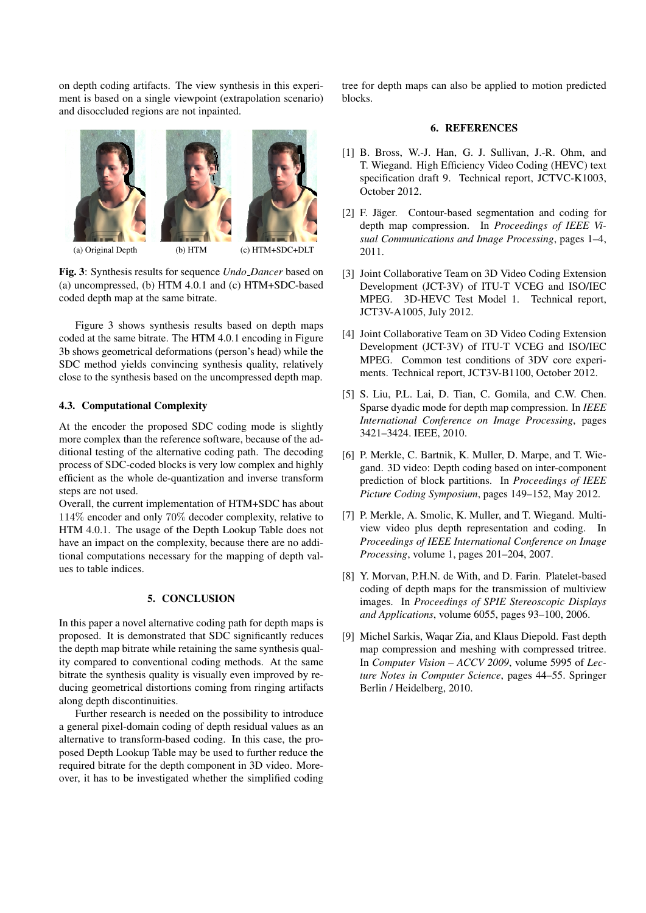on depth coding artifacts. The view synthesis in this experiment is based on a single viewpoint (extrapolation scenario) and disoccluded regions are not inpainted.

(a) Original Depth (b) HTM (c) HTM+SDC+DLT

**Fig. 3**: Synthesis results for sequence *Undo_Dancer* based on (a) uncompressed, (b) HTM 4.0.1 and (c) HTM+SDC-based coded depth map at the same bitrate.

Figure 3 shows synthesis results based on depth maps coded at the same bitrate. The HTM 4.0.1 encoding in Figure 3b shows geometrical deformations (person's head) while the SDC method yields convincing synthesis quality, relatively close to the synthesis based on the uncompressed depth map.

### 4.3. Computational Complexity

At the encoder the proposed SDC coding mode is slightly more complex than the reference software, because of the additional testing of the alternative coding path. The decoding process of SDC-coded blocks is very low complex and highly efficient as the whole de-quantization and inverse transform steps are not used.
Overall, the current implementation of HTM+SDC has about $114\%$ encoder and only $70\%$ decoder complexity, relative to HTM 4.0.1. The usage of the Depth Lookup Table does not have an impact on the complexity, because there are no additional computations necessary for the mapping of depth values to table indices.

## 5. CONCLUSION

In this paper a novel alternative coding path for depth maps is proposed. It is demonstrated that SDC significantly reduces the depth map bitrate while retaining the same synthesis quality compared to conventional coding methods. At the same bitrate the synthesis quality is visually even improved by reducing geometrical distortions coming from ringing artifacts along depth discontinuities.

Further research is needed on the possibility to introduce a general pixel-domain coding of depth residual values as an alternative to transform-based coding. In this case, the proposed Depth Lookup Table may be used to further reduce the required bitrate for the depth component in 3D video. Moreover, it has to be investigated whether the simplified coding tree for depth maps can also be applied to motion predicted blocks.

## 6. REFERENCES

[1] B. Bross, W.-J. Han, G. J. Sullivan, J.-R. Ohm, and T. Wiegand. High Efficiency Video Coding (HEVC) text specification draft 9. Technical report, JCTVC-K1003, October 2012.

[2] F. Jäger. Contour-based segmentation and coding for depth map compression. In *Proceedings of IEEE Visual Communications and Image Processing*, pages 1–4, 2011.

[3] Joint Collaborative Team on 3D Video Coding Extension Development (JCT-3V) of ITU-T VCEG and ISO/IEC MPEG. 3D-HEVC Test Model 1. Technical report, JCT3V-A1005, July 2012.

[4] Joint Collaborative Team on 3D Video Coding Extension Development (JCT-3V) of ITU-T VCEG and ISO/IEC MPEG. Common test conditions of 3DV core experiments. Technical report, JCT3V-B1100, October 2012.

[5] S. Liu, P.L. Lai, D. Tian, C. Gomila, and C.W. Chen. Sparse dyadic mode for depth map compression. In *IEEE International Conference on Image Processing*, pages 3421–3424. IEEE, 2010.

[6] P. Merkle, C. Bartnik, K. Muller, D. Marpe, and T. Wiegand. 3D video: Depth coding based on inter-component prediction of block partitions. In *Proceedings of IEEE Picture Coding Symposium*, pages 149–152, May 2012.

[7] P. Merkle, A. Smolic, K. Muller, and T. Wiegand. Multi-view video plus depth representation and coding. In *Proceedings of IEEE International Conference on Image Processing*, volume 1, pages 201–204, 2007.

[8] Y. Morvan, P.H.N. de With, and D. Farin. Platelet-based coding of depth maps for the transmission of multiview images. In *Proceedings of SPIE Stereoscopic Displays and Applications*, volume 6055, pages 93–100, 2006.

[9] Michel Sarkis, Waqar Zia, and Klaus Diepold. Fast depth map compression and meshing with compressed tritree. In *Computer Vision – ACCV 2009*, volume 5995 of *Lecture Notes in Computer Science*, pages 44–55. Springer Berlin / Heidelberg, 2010.